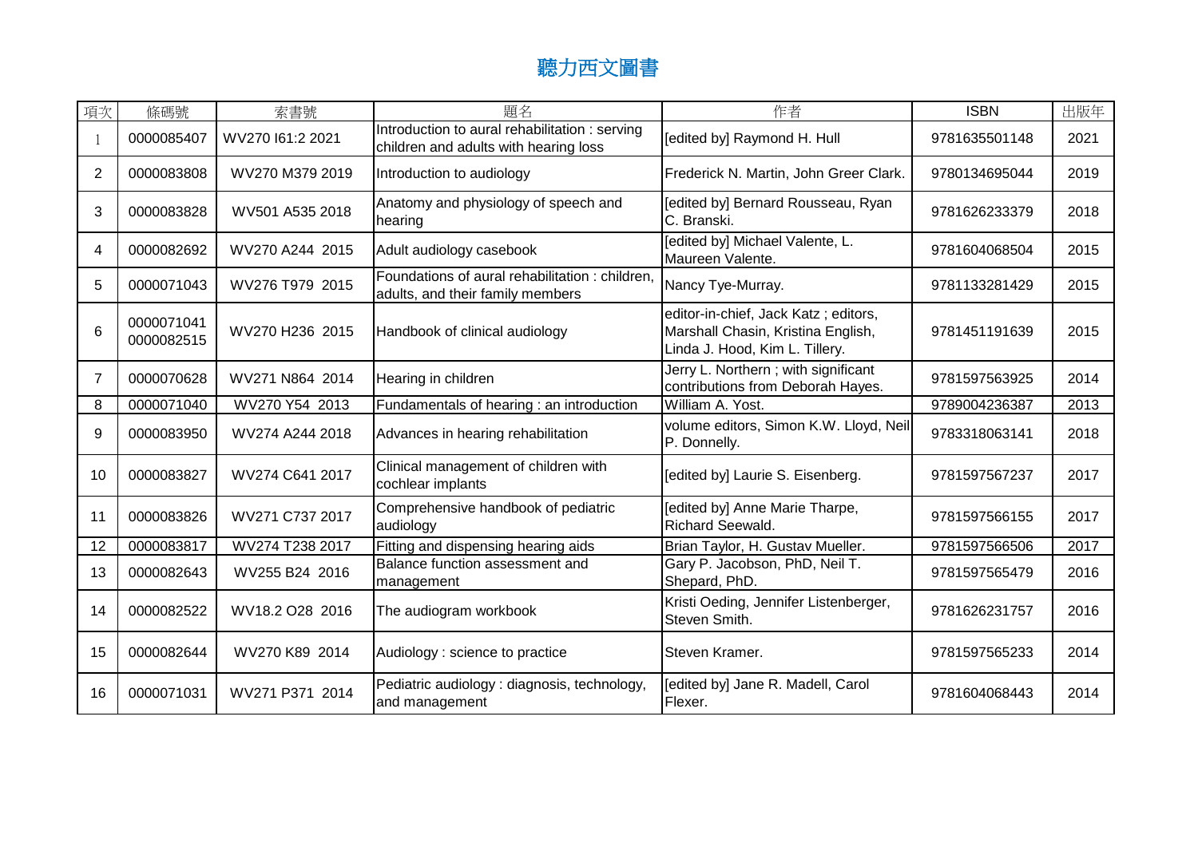# 聽力西文圖書

| 項次 | 條碼號 | 索書號 | 題名 | 作者 | ISBN | 出版年 |
|---|---|---|---|---|---|---|
| 1 | 0000085407 | WV270 I61:2 2021 | Introduction to aural rehabilitation : serving children and adults with hearing loss | [edited by] Raymond H. Hull | 9781635501148 | 2021 |
| 2 | 0000083808 | WV270 M379 2019 | Introduction to audiology | Frederick N. Martin, John Greer Clark. | 9780134695044 | 2019 |
| 3 | 0000083828 | WV501 A535 2018 | Anatomy and physiology of speech and hearing | [edited by] Bernard Rousseau, Ryan C. Branski. | 9781626233379 | 2018 |
| 4 | 0000082692 | WV270 A244 2015 | Adult audiology casebook | [edited by] Michael Valente, L. Maureen Valente. | 9781604068504 | 2015 |
| 5 | 0000071043 | WV276 T979 2015 | Foundations of aural rehabilitation : children, adults, and their family members | Nancy Tye-Murray. | 9781133281429 | 2015 |
| 6 | 0000071041 0000082515 | WV270 H236 2015 | Handbook of clinical audiology | editor-in-chief, Jack Katz ; editors, Marshall Chasin, Kristina English, Linda J. Hood, Kim L. Tillery. | 9781451191639 | 2015 |
| 7 | 0000070628 | WV271 N864 2014 | Hearing in children | Jerry L. Northern ; with significant contributions from Deborah Hayes. | 9781597563925 | 2014 |
| 8 | 0000071040 | WV270 Y54 2013 | Fundamentals of hearing : an introduction | William A. Yost. | 9789004236387 | 2013 |
| 9 | 0000083950 | WV274 A244 2018 | Advances in hearing rehabilitation | volume editors, Simon K.W. Lloyd, Neil P. Donnelly. | 9783318063141 | 2018 |
| 10 | 0000083827 | WV274 C641 2017 | Clinical management of children with cochlear implants | [edited by] Laurie S. Eisenberg. | 9781597567237 | 2017 |
| 11 | 0000083826 | WV271 C737 2017 | Comprehensive handbook of pediatric audiology | [edited by] Anne Marie Tharpe, Richard Seewald. | 9781597566155 | 2017 |
| 12 | 0000083817 | WV274 T238 2017 | Fitting and dispensing hearing aids | Brian Taylor, H. Gustav Mueller. | 9781597566506 | 2017 |
| 13 | 0000082643 | WV255 B24 2016 | Balance function assessment and management | Gary P. Jacobson, PhD, Neil T. Shepard, PhD. | 9781597565479 | 2016 |
| 14 | 0000082522 | WV18.2 O28 2016 | The audiogram workbook | Kristi Oeding, Jennifer Listenberger, Steven Smith. | 9781626231757 | 2016 |
| 15 | 0000082644 | WV270 K89 2014 | Audiology : science to practice | Steven Kramer. | 9781597565233 | 2014 |
| 16 | 0000071031 | WV271 P371 2014 | Pediatric audiology : diagnosis, technology, and management | [edited by] Jane R. Madell, Carol Flexer. | 9781604068443 | 2014 |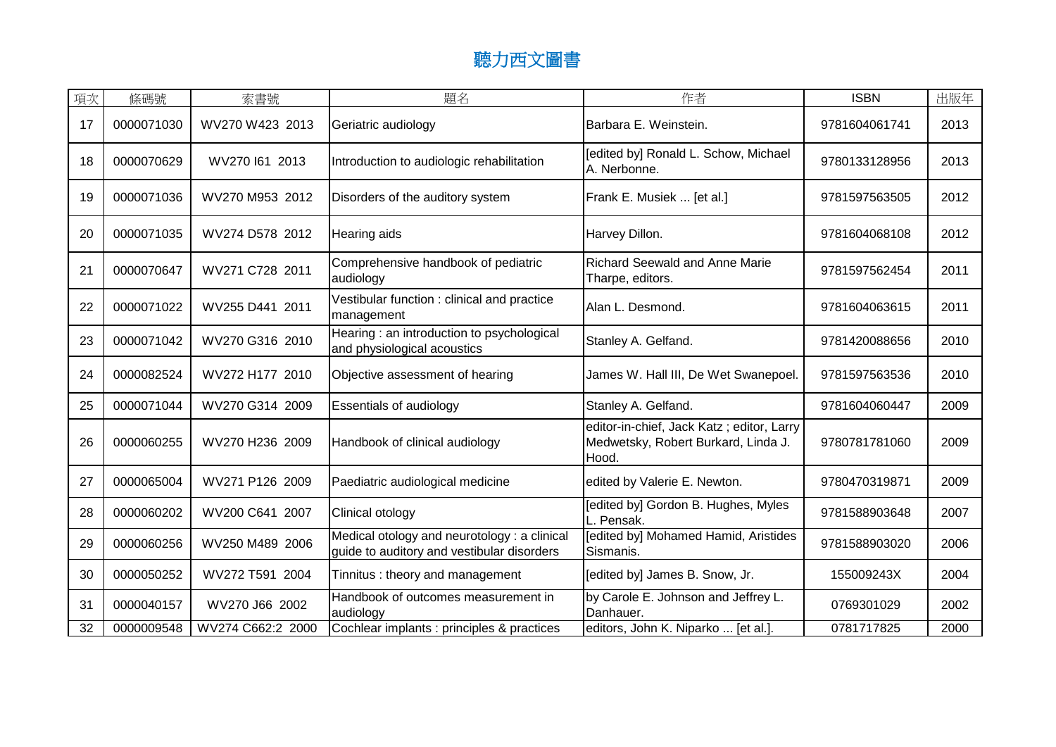# 聽力西文圖書

| 項次 | 條碼號 | 索書號 | 題名 | 作者 | ISBN | 出版年 |
|---|---|---|---|---|---|---|
| 17 | 0000071030 | WV270 W423 2013 | Geriatric audiology | Barbara E. Weinstein. | 9781604061741 | 2013 |
| 18 | 0000070629 | WV270 I61 2013 | Introduction to audiologic rehabilitation | [edited by] Ronald L. Schow, Michael A. Nerbonne. | 9780133128956 | 2013 |
| 19 | 0000071036 | WV270 M953 2012 | Disorders of the auditory system | Frank E. Musiek ... [et al.] | 9781597563505 | 2012 |
| 20 | 0000071035 | WV274 D578 2012 | Hearing aids | Harvey Dillon. | 9781604068108 | 2012 |
| 21 | 0000070647 | WV271 C728 2011 | Comprehensive handbook of pediatric audiology | Richard Seewald and Anne Marie Tharpe, editors. | 9781597562454 | 2011 |
| 22 | 0000071022 | WV255 D441 2011 | Vestibular function : clinical and practice management | Alan L. Desmond. | 9781604063615 | 2011 |
| 23 | 0000071042 | WV270 G316 2010 | Hearing : an introduction to psychological and physiological acoustics | Stanley A. Gelfand. | 9781420088656 | 2010 |
| 24 | 0000082524 | WV272 H177 2010 | Objective assessment of hearing | James W. Hall III, De Wet Swanepoel. | 9781597563536 | 2010 |
| 25 | 0000071044 | WV270 G314 2009 | Essentials of audiology | Stanley A. Gelfand. | 9781604060447 | 2009 |
| 26 | 0000060255 | WV270 H236 2009 | Handbook of clinical audiology | editor-in-chief, Jack Katz ; editor, Larry Medwetsky, Robert Burkard, Linda J. Hood. | 9780781781060 | 2009 |
| 27 | 0000065004 | WV271 P126 2009 | Paediatric audiological medicine | edited by Valerie E. Newton. | 9780470319871 | 2009 |
| 28 | 0000060202 | WV200 C641 2007 | Clinical otology | [edited by] Gordon B. Hughes, Myles L. Pensak. | 9781588903648 | 2007 |
| 29 | 0000060256 | WV250 M489 2006 | Medical otology and neurotology : a clinical guide to auditory and vestibular disorders | [edited by] Mohamed Hamid, Aristides Sismanis. | 9781588903020 | 2006 |
| 30 | 0000050252 | WV272 T591 2004 | Tinnitus : theory and management | [edited by] James B. Snow, Jr. | 155009243X | 2004 |
| 31 | 0000040157 | WV270 J66 2002 | Handbook of outcomes measurement in audiology | by Carole E. Johnson and Jeffrey L. Danhauer. | 0769301029 | 2002 |
| 32 | 0000009548 | WV274 C662:2 2000 | Cochlear implants : principles & practices | editors, John K. Niparko ... [et al.]. | 0781717825 | 2000 |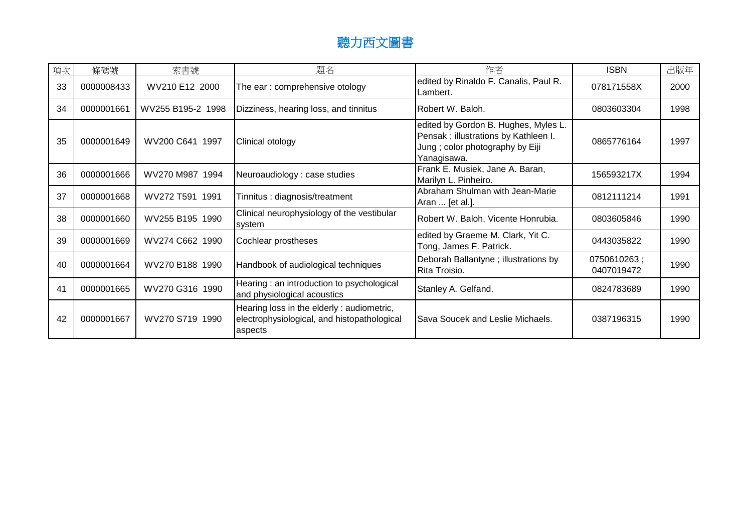# 聽力西文圖書

| 項次 | 條碼號 | 索書號 | 題名 | 作者 | ISBN | 出版年 |
|---|---|---|---|---|---|---|
| 33 | 0000008433 | WV210 E12 2000 | The ear : comprehensive otology | edited by Rinaldo F. Canalis, Paul R. Lambert. | 078171558X | 2000 |
| 34 | 0000001661 | WV255 B195-2 1998 | Dizziness, hearing loss, and tinnitus | Robert W. Baloh. | 0803603304 | 1998 |
| 35 | 0000001649 | WV200 C641 1997 | Clinical otology | edited by Gordon B. Hughes, Myles L. Pensak ; illustrations by Kathleen I. Jung ; color photography by Eiji Yanagisawa. | 0865776164 | 1997 |
| 36 | 0000001666 | WV270 M987 1994 | Neuroaudiology : case studies | Frank E. Musiek, Jane A. Baran, Marilyn L. Pinheiro. | 156593217X | 1994 |
| 37 | 0000001668 | WV272 T591 1991 | Tinnitus : diagnosis/treatment | Abraham Shulman with Jean-Marie Aran ... [et al.]. | 0812111214 | 1991 |
| 38 | 0000001660 | WV255 B195 1990 | Clinical neurophysiology of the vestibular system | Robert W. Baloh, Vicente Honrubia. | 0803605846 | 1990 |
| 39 | 0000001669 | WV274 C662 1990 | Cochlear prostheses | edited by Graeme M. Clark, Yit C. Tong, James F. Patrick. | 0443035822 | 1990 |
| 40 | 0000001664 | WV270 B188 1990 | Handbook of audiological techniques | Deborah Ballantyne ; illustrations by Rita Troisio. | 0750610263 ; 0407019472 | 1990 |
| 41 | 0000001665 | WV270 G316 1990 | Hearing : an introduction to psychological and physiological acoustics | Stanley A. Gelfand. | 0824783689 | 1990 |
| 42 | 0000001667 | WV270 S719 1990 | Hearing loss in the elderly : audiometric, electrophysiological, and histopathological aspects | Sava Soucek and Leslie Michaels. | 0387196315 | 1990 |